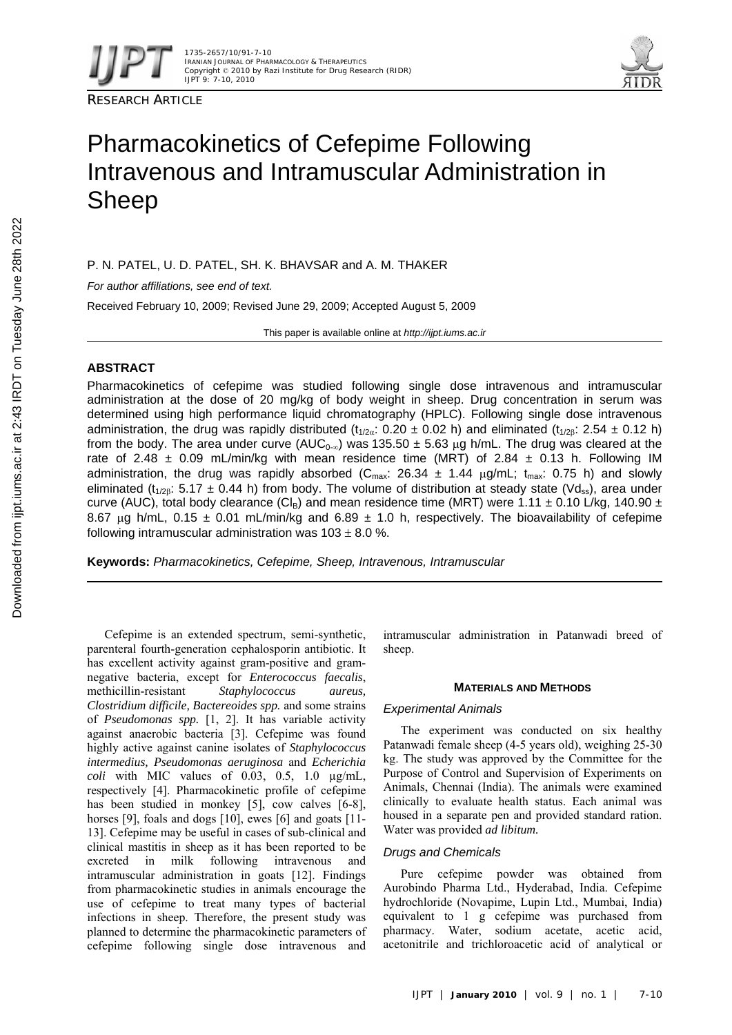RESEARCH ARTICLE

# Pharmacokinetics of Cefepime Following Intravenous and Intramuscular Administration in Sheep

P. N. PATEL, U. D. PATEL, SH. K. BHAVSAR and A. M. THAKER

*For author affiliations, see end of text.*

Received February 10, 2009; Revised June 29, 2009; Accepted August 5, 2009

This paper is available online at *http://ijpt.iums.ac.ir*

## ABSTRACT

Pharmacokinetics of cefepime was studied following single dose intravenous and intramuscular administration at the dose of 20 mg/kg of body weight in sheep. Drug concentration in serum was determined using high performance liquid chromatography (HPLC). Following single dose intravenous administration, the drug was rapidly distributed ($t_{1/2\alpha}$: 0.20 ± 0.02 h) and eliminated ($t_{1/2\beta}$: 2.54 ± 0.12 h) from the body. The area under curve ($AUC_{0-\infty}$) was 135.50 ± 5.63 μg h/mL. The drug was cleared at the rate of 2.48 ± 0.09 mL/min/kg with mean residence time (MRT) of 2.84 ± 0.13 h. Following IM administration, the drug was rapidly absorbed ($C_{max}$: 26.34 ± 1.44 μg/mL; $t_{max}$: 0.75 h) and slowly eliminated ($t_{1/2\beta}$: 5.17 ± 0.44 h) from body. The volume of distribution at steady state ($Vd_{ss}$), area under curve (AUC), total body clearance ($Cl_B$) and mean residence time (MRT) were 1.11 ± 0.10 L/kg, 140.90 ± 8.67 μg h/mL, 0.15 ± 0.01 mL/min/kg and 6.89 ± 1.0 h, respectively. The bioavailability of cefepime following intramuscular administration was 103 ± 8.0 %.

**Keywords:** *Pharmacokinetics, Cefepime, Sheep, Intravenous, Intramuscular*

Cefepime is an extended spectrum, semi-synthetic, parenteral fourth-generation cephalosporin antibiotic. It has excellent activity against gram-positive and gram-negative bacteria, except for *Enterococcus faecalis*, methicillin-resistant *Staphylococcus aureus, Clostridium difficile, Bacteroides spp.* and some strains of *Pseudomonas spp.* [1, 2]. It has variable activity against anaerobic bacteria [3]. Cefepime was found highly active against canine isolates of *Staphylococcus intermedius, Pseudomonas aeruginosa* and *Echerichia coli* with MIC values of 0.03, 0.5, 1.0 μg/mL, respectively [4]. Pharmacokinetic profile of cefepime has been studied in monkey [5], cow calves [6-8], horses [9], foals and dogs [10], ewes [6] and goats [11-13]. Cefepime may be useful in cases of sub-clinical and clinical mastitis in sheep as it has been reported to be excreted in milk following intravenous and intramuscular administration in goats [12]. Findings from pharmacokinetic studies in animals encourage the use of cefepime to treat many types of bacterial infections in sheep. Therefore, the present study was planned to determine the pharmacokinetic parameters of cefepime following single dose intravenous and intramuscular administration in Patanwadi breed of sheep.

## MATERIALS AND METHODS

### Experimental Animals

The experiment was conducted on six healthy Patanwadi female sheep (4-5 years old), weighing 25-30 kg. The study was approved by the Committee for the Purpose of Control and Supervision of Experiments on Animals, Chennai (India). The animals were examined clinically to evaluate health status. Each animal was housed in a separate pen and provided standard ration. Water was provided *ad libitum.*

### Drugs and Chemicals

Pure cefepime powder was obtained from Aurobindo Pharma Ltd., Hyderabad, India. Cefepime hydrochloride (Novapime, Lupin Ltd., Mumbai, India) equivalent to 1 g cefepime was purchased from pharmacy. Water, sodium acetate, acetic acid, acetonitrile and trichloroacetic acid of analytical or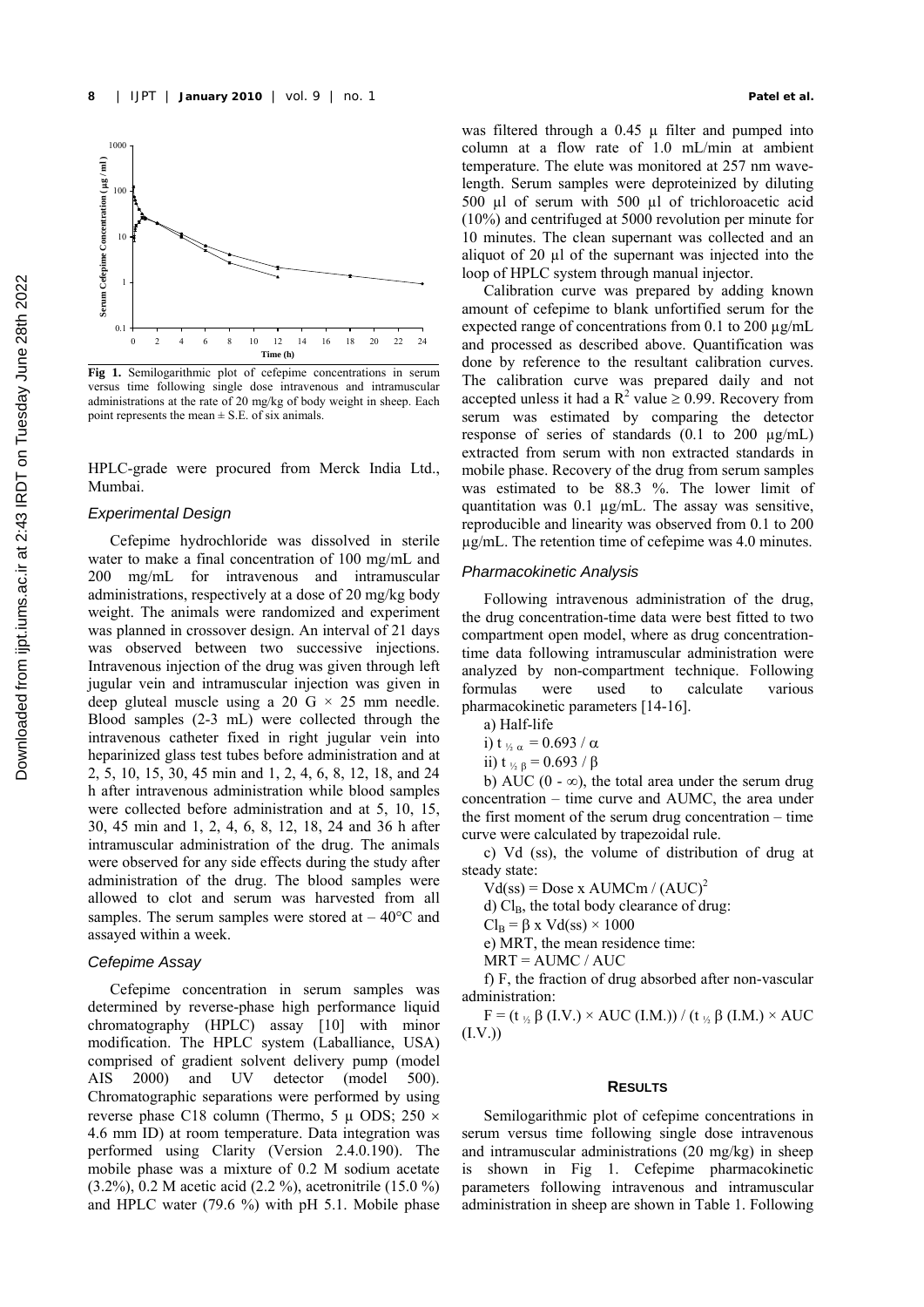**Fig 1.** Semilogarithmic plot of cefepime concentrations in serum versus time following single dose intravenous and intramuscular administrations at the rate of 20 mg/kg of body weight in sheep. Each point represents the mean ± S.E. of six animals.

HPLC-grade were procured from Merck India Ltd., Mumbai.

### *Experimental Design*

Cefepime hydrochloride was dissolved in sterile water to make a final concentration of 100 mg/mL and 200 mg/mL for intravenous and intramuscular administrations, respectively at a dose of 20 mg/kg body weight. The animals were randomized and experiment was planned in crossover design. An interval of 21 days was observed between two successive injections. Intravenous injection of the drug was given through left jugular vein and intramuscular injection was given in deep gluteal muscle using a 20 G × 25 mm needle. Blood samples (2-3 mL) were collected through the intravenous catheter fixed in right jugular vein into heparinized glass test tubes before administration and at 2, 5, 10, 15, 30, 45 min and 1, 2, 4, 6, 8, 12, 18, and 24 h after intravenous administration while blood samples were collected before administration and at 5, 10, 15, 30, 45 min and 1, 2, 4, 6, 8, 12, 18, 24 and 36 h after intramuscular administration of the drug. The animals were observed for any side effects during the study after administration of the drug. The blood samples were allowed to clot and serum was harvested from all samples. The serum samples were stored at – 40°C and assayed within a week.

### *Cefepime Assay*

Cefepime concentration in serum samples was determined by reverse-phase high performance liquid chromatography (HPLC) assay [10] with minor modification. The HPLC system (Laballiance, USA) comprised of gradient solvent delivery pump (model AIS 2000) and UV detector (model 500). Chromatographic separations were performed by using reverse phase C18 column (Thermo, 5 µ ODS; 250 × 4.6 mm ID) at room temperature. Data integration was performed using Clarity (Version 2.4.0.190). The mobile phase was a mixture of 0.2 M sodium acetate (3.2%), 0.2 M acetic acid (2.2 %), acetonitrile (15.0 %) and HPLC water (79.6 %) with pH 5.1. Mobile phase was filtered through a 0.45 µ filter and pumped into column at a flow rate of 1.0 mL/min at ambient temperature. The elute was monitored at 257 nm wavelength. Serum samples were deproteinized by diluting 500 µl of serum with 500 µl of trichloroacetic acid (10%) and centrifuged at 5000 revolution per minute for 10 minutes. The clean supernant was collected and an aliquot of 20 µl of the supernant was injected into the loop of HPLC system through manual injector.

Calibration curve was prepared by adding known amount of cefepime to blank unfortified serum for the expected range of concentrations from 0.1 to 200 µg/mL and processed as described above. Quantification was done by reference to the resultant calibration curves. The calibration curve was prepared daily and not accepted unless it had a $R^2$ value ≥ 0.99. Recovery from serum was estimated by comparing the detector response of series of standards (0.1 to 200 µg/mL) extracted from serum with non extracted standards in mobile phase. Recovery of the drug from serum samples was estimated to be 88.3 %. The lower limit of quantitation was 0.1 µg/mL. The assay was sensitive, reproducible and linearity was observed from 0.1 to 200 µg/mL. The retention time of cefepime was 4.0 minutes.

### *Pharmacokinetic Analysis*

Following intravenous administration of the drug, the drug concentration-time data were best fitted to two compartment open model, where as drug concentration-time data following intramuscular administration were analyzed by non-compartment technique. Following formulas were used to calculate various pharmacokinetic parameters [14-16].

a) Half-life

i) $t_{½ α} = 0.693 / α$

ii) $t_{½ β} = 0.693 / β$

b) AUC (0 - ∞), the total area under the serum drug concentration – time curve and AUMC, the area under the first moment of the serum drug concentration – time curve were calculated by trapezoidal rule.

c) Vd (ss), the volume of distribution of drug at steady state:

$Vd(ss) = Dose \times AUMCm / (AUC)^2$

d) $Cl_B$, the total body clearance of drug:

$Cl_B = β \times Vd(ss) \times 1000$

e) MRT, the mean residence time:

MRT = AUMC / AUC

f) F, the fraction of drug absorbed after non-vascular administration:

$F = (t_{½} β\ (I.V.) \times AUC\ (I.M.)) / (t_{½} β\ (I.M.) \times AUC\ (I.V.))$

## RESULTS

Semilogarithmic plot of cefepime concentrations in serum versus time following single dose intravenous and intramuscular administrations (20 mg/kg) in sheep is shown in Fig 1. Cefepime pharmacokinetic parameters following intravenous and intramuscular administration in sheep are shown in Table 1. Following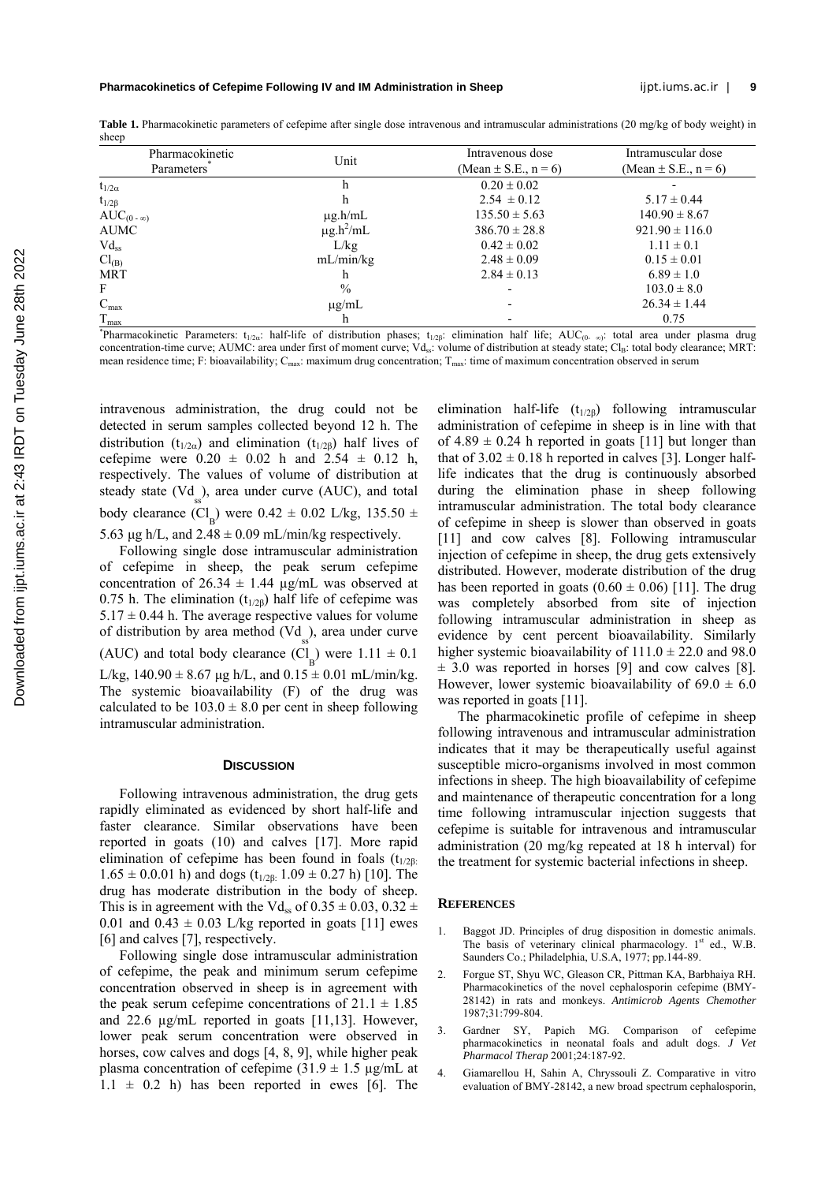**Table 1.** Pharmacokinetic parameters of cefepime after single dose intravenous and intramuscular administrations (20 mg/kg of body weight) in sheep

| Pharmacokinetic Parameters* | Unit | Intravenous dose (Mean ± S.E., n = 6) | Intramuscular dose (Mean ± S.E., n = 6) |
|---|---|---|---|
| $t_{1/2\alpha}$ | h | 0.20 ± 0.02 | - |
| $t_{1/2\beta}$ | h | 2.54 ± 0.12 | 5.17 ± 0.44 |
| $AUC_{(0-\infty)}$ | µg.h/mL | 135.50 ± 5.63 | 140.90 ± 8.67 |
| AUMC | µg.h$^2$/mL | 386.70 ± 28.8 | 921.90 ± 116.0 |
| $Vd_{ss}$ | L/kg | 0.42 ± 0.02 | 1.11 ± 0.1 |
| $Cl_{(B)}$ | mL/min/kg | 2.48 ± 0.09 | 0.15 ± 0.01 |
| MRT | h | 2.84 ± 0.13 | 6.89 ± 1.0 |
| F | % | - | 103.0 ± 8.0 |
| $C_{max}$ | µg/mL | - | 26.34 ± 1.44 |
| $T_{max}$ | h | - | 0.75 |

*Pharmacokinetic Parameters: $t_{1/2\alpha}$: half-life of distribution phases; $t_{1/2\beta}$: elimination half life; $AUC_{(0-\infty)}$: total area under plasma drug concentration-time curve; AUMC: area under first of moment curve; $Vd_{ss}$: volume of distribution at steady state; $Cl_B$: total body clearance; MRT: mean residence time; F: bioavailability; $C_{max}$: maximum drug concentration; $T_{max}$: time of maximum concentration observed in serum

intravenous administration, the drug could not be detected in serum samples collected beyond 12 h. The distribution ($t_{1/2\alpha}$) and elimination ($t_{1/2\beta}$) half lives of cefepime were 0.20 ± 0.02 h and 2.54 ± 0.12 h, respectively. The values of volume of distribution at steady state ($Vd_{ss}$), area under curve (AUC), and total body clearance ($Cl_B$) were 0.42 ± 0.02 L/kg, 135.50 ± 5.63 µg h/L, and 2.48 ± 0.09 mL/min/kg respectively.

Following single dose intramuscular administration of cefepime in sheep, the peak serum cefepime concentration of 26.34 ± 1.44 µg/mL was observed at 0.75 h. The elimination ($t_{1/2\beta}$) half life of cefepime was 5.17 ± 0.44 h. The average respective values for volume of distribution by area method ($Vd_{ss}$), area under curve (AUC) and total body clearance ($Cl_B$) were 1.11 ± 0.1 L/kg, 140.90 ± 8.67 µg h/L, and 0.15 ± 0.01 mL/min/kg. The systemic bioavailability (F) of the drug was calculated to be 103.0 ± 8.0 per cent in sheep following intramuscular administration.

## Discussion

Following intravenous administration, the drug gets rapidly eliminated as evidenced by short half-life and faster clearance. Similar observations have been reported in goats (10) and calves [17]. More rapid elimination of cefepime has been found in foals ($t_{1/2\beta}$: 1.65 ± 0.0.01 h) and dogs ($t_{1/2\beta}$: 1.09 ± 0.27 h) [10]. The drug has moderate distribution in the body of sheep. This is in agreement with the $Vd_{ss}$ of 0.35 ± 0.03, 0.32 ± 0.01 and 0.43 ± 0.03 L/kg reported in goats [11] ewes [6] and calves [7], respectively.

Following single dose intramuscular administration of cefepime, the peak and minimum serum cefepime concentration observed in sheep is in agreement with the peak serum cefepime concentrations of 21.1 ± 1.85 and 22.6 µg/mL reported in goats [11,13]. However, lower peak serum concentration were observed in horses, cow calves and dogs [4, 8, 9], while higher peak plasma concentration of cefepime (31.9 ± 1.5 µg/mL at 1.1 ± 0.2 h) has been reported in ewes [6]. The elimination half-life ($t_{1/2\beta}$) following intramuscular administration of cefepime in sheep is in line with that of 4.89 ± 0.24 h reported in goats [11] but longer than that of 3.02 ± 0.18 h reported in calves [3]. Longer half-life indicates that the drug is continuously absorbed during the elimination phase in sheep following intramuscular administration. The total body clearance of cefepime in sheep is slower than observed in goats [11] and cow calves [8]. Following intramuscular injection of cefepime in sheep, the drug gets extensively distributed. However, moderate distribution of the drug has been reported in goats (0.60 ± 0.06) [11]. The drug was completely absorbed from site of injection following intramuscular administration in sheep as evidence by cent percent bioavailability. Similarly higher systemic bioavailability of 111.0 ± 22.0 and 98.0 ± 3.0 was reported in horses [9] and cow calves [8]. However, lower systemic bioavailability of 69.0 ± 6.0 was reported in goats [11].

The pharmacokinetic profile of cefepime in sheep following intravenous and intramuscular administration indicates that it may be therapeutically useful against susceptible micro-organisms involved in most common infections in sheep. The high bioavailability of cefepime and maintenance of therapeutic concentration for a long time following intramuscular injection suggests that cefepime is suitable for intravenous and intramuscular administration (20 mg/kg repeated at 18 h interval) for the treatment for systemic bacterial infections in sheep.

## References

1. Baggot JD. Principles of drug disposition in domestic animals. The basis of veterinary clinical pharmacology. 1st ed., W.B. Saunders Co.; Philadelphia, U.S.A, 1977; pp.144-89.
2. Forgue ST, Shyu WC, Gleason CR, Pittman KA, Barbhaiya RH. Pharmacokinetics of the novel cephalosporin cefepime (BMY-28142) in rats and monkeys. *Antimicrob Agents Chemother* 1987;31:799-804.
3. Gardner SY, Papich MG. Comparison of cefepime pharmacokinetics in neonatal foals and adult dogs. *J Vet Pharmacol Therap* 2001;24:187-92.
4. Giamarellou H, Sahin A, Chryssouli Z. Comparative in vitro evaluation of BMY-28142, a new broad spectrum cephalosporin,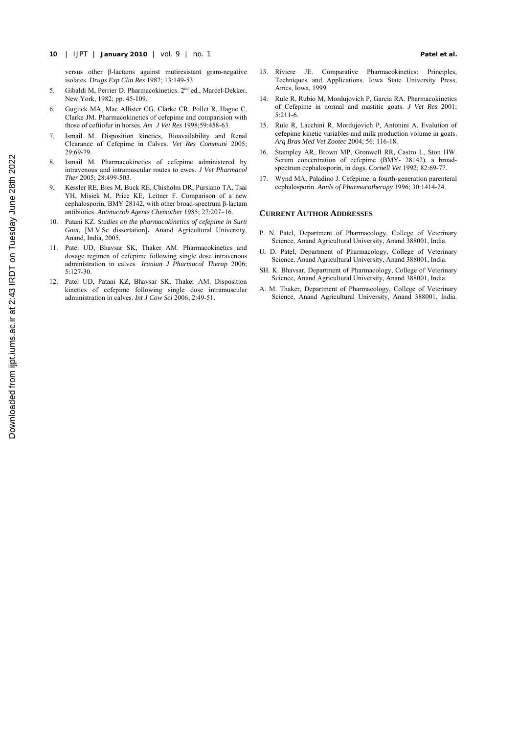versus other β-lactams against mutiresistant gram-negative isolates. *Drugs Exp Clin Res* 1987; 13:149-53.

5. Gibaldi M, Perrier D. Pharmacokinetics. 2nd ed., Marcel-Dekker, New York, 1982; pp. 45-109.
6. Guglick MA, Mac Allister CG, Clarke CR, Pollet R, Hague C, Clarke JM. Pharmacokinetics of cefepime and comparision with those of ceftiofur in horses. *Am J Vet Res* 1998;59:458-63.
7. Ismail M. Disposition kinetics, Bioavailability and Renal Clearance of Cefepime in Calves. *Vet Res Communi* 2005; 29:69-79.
8. Ismail M. Pharmacokinetics of cefepime administered by intravenous and intramuscular routes to ewes. *J Vet Pharmacol Ther* 2005; 28:499-503.
9. Kessler RE, Bies M, Buck RE, Chisholm DR, Pursiano TA, Tsai YH, Misiek M, Price KE, Leitner F. Comparison of a new cephalosporin, BMY 28142, with other broad-spectrum β-lactam antibiotics. *Antimicrob Agents Chemother* 1985; 27:207–16.
10. Patani KZ. *Studies on the pharmacokinetics of cefepime in Surti Goat.* [M.V.Sc dissertation]. Anand Agricultural University, Anand, India, 2005.
11. Patel UD, Bhavsar SK, Thaker AM. Pharmacokinetics and dosage regimen of cefepime following single dose intravenous administration in calves *Iranian J Pharmacol Therap* 2006; 5:127-30.
12. Patel UD, Patani KZ, Bhavsar SK, Thaker AM. Disposition kinetics of cefepime following single dose intramuscular administration in calves. *Int J Cow Sci* 2006; 2:49-51.
13. Riviere JE. Comparative Pharmacokinetics: Principles, Techniques and Applications. Iowa State University Press, Ames, Iowa, 1999.
14. Rule R, Rubio M, Mordujovich P, Garcia RA. Pharmacokinetics of Cefepime in normal and mastitic goats. *J Vet Res* 2001; 5:211-6.
15. Rule R, Lacchini R, Mordujovich P, Antonini A. Evalution of cefepime kinetic variables and milk production volume in goats. *Arq Bras Med Vet Zootec* 2004; 56: 116-18.
16. Stampley AR, Brown MP, Gronwell RR, Castro L, Ston HW. Serum concentration of cefepime (BMY- 28142), a broad-spectrum cephalosporin, in dogs. *Cornell Vet* 1992; 82:69-77.
17. Wynd MA, Paladino J. Cefepime: a fourth-generation parenteral cephalosporin. *Annls of Pharmacotherapy* 1996; 30:1414-24.

## CURRENT AUTHOR ADDRESSES

P. N. Patel, Department of Pharmacology, College of Veterinary Science, Anand Agricultural University, Anand 388001, India.

U. D. Patel, Department of Pharmacology, College of Veterinary Science, Anand Agricultural University, Anand 388001, India.

SH. K. Bhavsar, Department of Pharmacology, College of Veterinary Science, Anand Agricultural University, Anand 388001, India.

A. M. Thaker, Department of Pharmacology, College of Veterinary Science, Anand Agricultural University, Anand 388001, India.